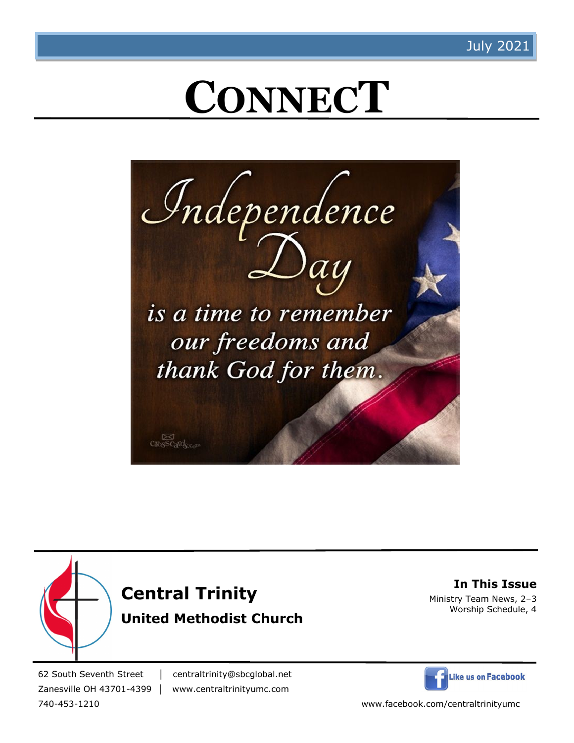July 2021

# CONNECT

Independence Day is a time to remember our freedoms and thank God for them.

## Central Trinity

### United Methodist Church

**In This Issue**

Ministry Team News, 2–3
Worship Schedule, 4

62 South Seventh Street | centraltrinity@sbcglobal.net
Zanesville OH 43701-4399 | www.centraltrinityumc.com
740-453-1210

Like us on Facebook
www.facebook.com/centraltrinityumc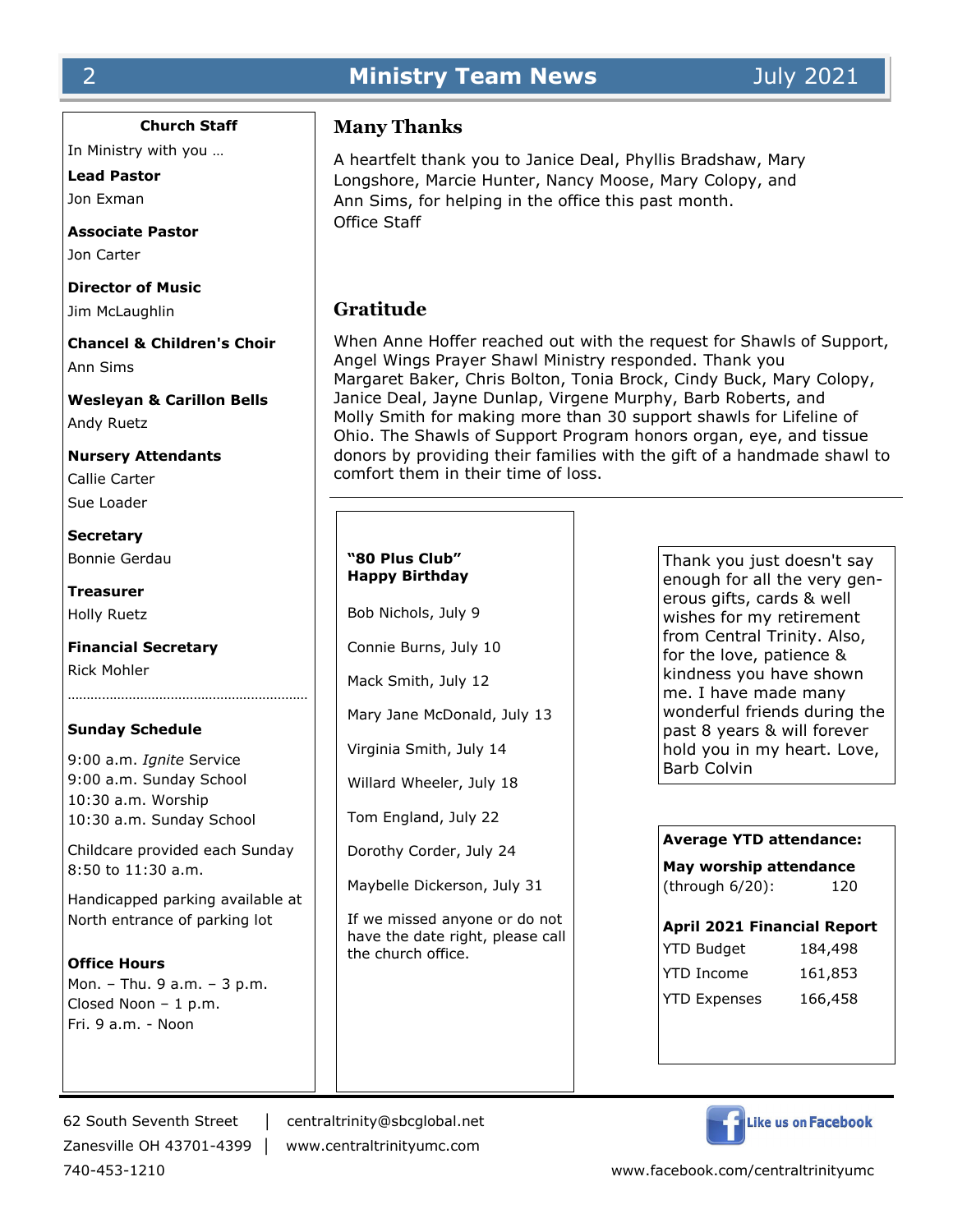## Church Staff

In Ministry with you …

**Lead Pastor**
Jon Exman

**Associate Pastor**
Jon Carter

**Director of Music**
Jim McLaughlin

**Chancel & Children's Choir**
Ann Sims

**Wesleyan & Carillon Bells**
Andy Ruetz

**Nursery Attendants**
Callie Carter
Sue Loader

**Secretary**
Bonnie Gerdau

**Treasurer**
Holly Ruetz

**Financial Secretary**
Rick Mohler

**Sunday Schedule**

9:00 a.m. *Ignite* Service
9:00 a.m. Sunday School
10:30 a.m. Worship
10:30 a.m. Sunday School

Childcare provided each Sunday 8:50 to 11:30 a.m.

Handicapped parking available at North entrance of parking lot

**Office Hours**
Mon. – Thu. 9 a.m. – 3 p.m.
Closed Noon – 1 p.m.
Fri. 9 a.m. - Noon

## Many Thanks

A heartfelt thank you to Janice Deal, Phyllis Bradshaw, Mary Longshore, Marcie Hunter, Nancy Moose, Mary Colopy, and Ann Sims, for helping in the office this past month.
Office Staff

## Gratitude

When Anne Hoffer reached out with the request for Shawls of Support, Angel Wings Prayer Shawl Ministry responded. Thank you Margaret Baker, Chris Bolton, Tonia Brock, Cindy Buck, Mary Colopy, Janice Deal, Jayne Dunlap, Virgene Murphy, Barb Roberts, and Molly Smith for making more than 30 support shawls for Lifeline of Ohio. The Shawls of Support Program honors organ, eye, and tissue donors by providing their families with the gift of a handmade shawl to comfort them in their time of loss.

---

**"80 Plus Club"**
**Happy Birthday**

Bob Nichols, July 9

Connie Burns, July 10

Mack Smith, July 12

Mary Jane McDonald, July 13

Virginia Smith, July 14

Willard Wheeler, July 18

Tom England, July 22

Dorothy Corder, July 24

Maybelle Dickerson, July 31

If we missed anyone or do not have the date right, please call the church office.

Thank you just doesn't say enough for all the very generous gifts, cards & well wishes for my retirement from Central Trinity. Also, for the love, patience & kindness you have shown me. I have made many wonderful friends during the past 8 years & will forever hold you in my heart. Love, Barb Colvin

**Average YTD attendance:**

**May worship attendance** (through 6/20): 120

**April 2021 Financial Report**

| | |
|---|---|
| YTD Budget | 184,498 |
| YTD Income | 161,853 |
| YTD Expenses | 166,458 |

62 South Seventh Street | centraltrinity@sbcglobal.net
Zanesville OH 43701-4399 | www.centraltrinityumc.com
740-453-1210

Like us on Facebook
www.facebook.com/centraltrinityumc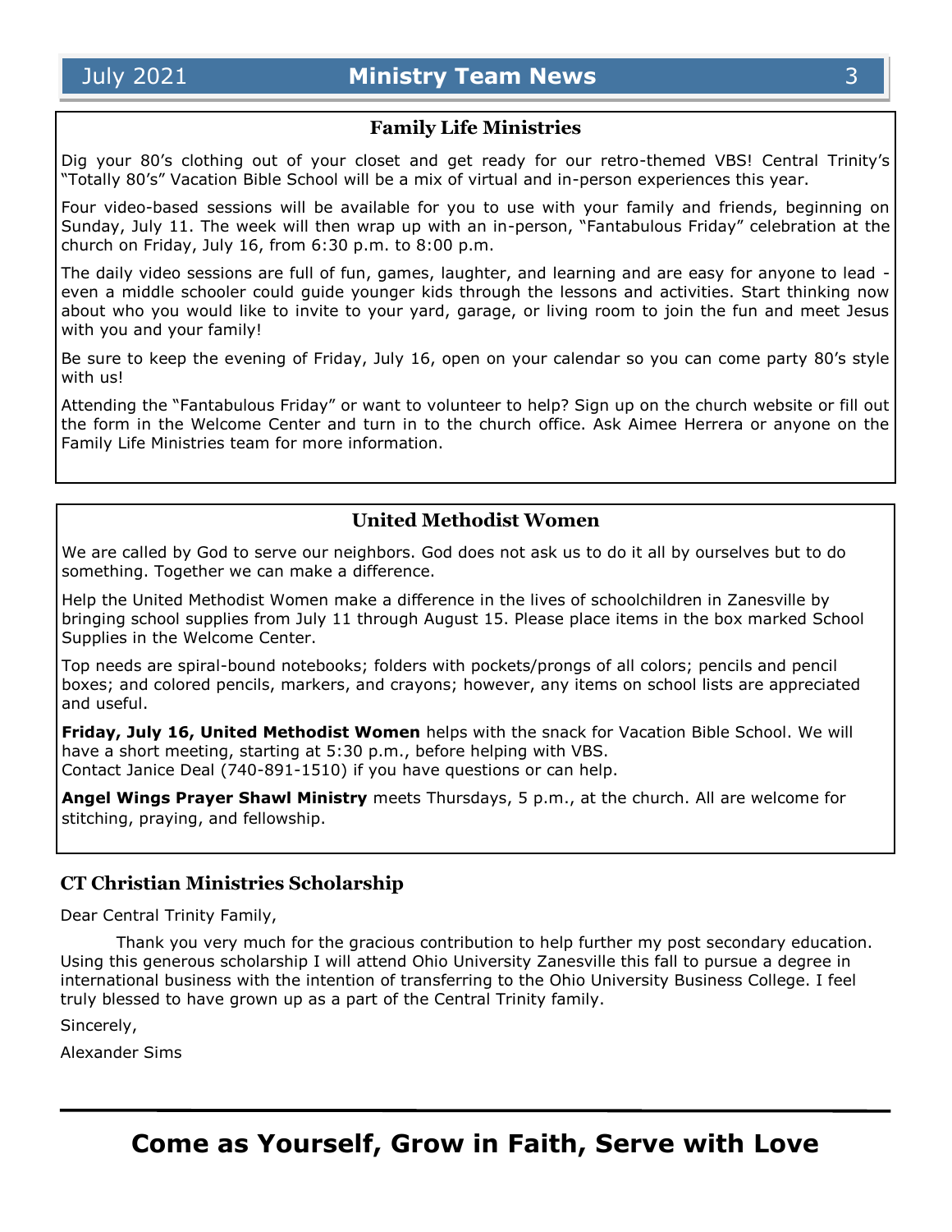## Family Life Ministries

Dig your 80's clothing out of your closet and get ready for our retro-themed VBS! Central Trinity's "Totally 80's" Vacation Bible School will be a mix of virtual and in-person experiences this year.

Four video-based sessions will be available for you to use with your family and friends, beginning on Sunday, July 11. The week will then wrap up with an in-person, "Fantabulous Friday" celebration at the church on Friday, July 16, from 6:30 p.m. to 8:00 p.m.

The daily video sessions are full of fun, games, laughter, and learning and are easy for anyone to lead - even a middle schooler could guide younger kids through the lessons and activities. Start thinking now about who you would like to invite to your yard, garage, or living room to join the fun and meet Jesus with you and your family!

Be sure to keep the evening of Friday, July 16, open on your calendar so you can come party 80's style with us!

Attending the "Fantabulous Friday" or want to volunteer to help? Sign up on the church website or fill out the form in the Welcome Center and turn in to the church office. Ask Aimee Herrera or anyone on the Family Life Ministries team for more information.

## United Methodist Women

We are called by God to serve our neighbors. God does not ask us to do it all by ourselves but to do something. Together we can make a difference.

Help the United Methodist Women make a difference in the lives of schoolchildren in Zanesville by bringing school supplies from July 11 through August 15. Please place items in the box marked School Supplies in the Welcome Center.

Top needs are spiral-bound notebooks; folders with pockets/prongs of all colors; pencils and pencil boxes; and colored pencils, markers, and crayons; however, any items on school lists are appreciated and useful.

**Friday, July 16, United Methodist Women** helps with the snack for Vacation Bible School. We will have a short meeting, starting at 5:30 p.m., before helping with VBS.
Contact Janice Deal (740-891-1510) if you have questions or can help.

**Angel Wings Prayer Shawl Ministry** meets Thursdays, 5 p.m., at the church. All are welcome for stitching, praying, and fellowship.

## CT Christian Ministries Scholarship

Dear Central Trinity Family,

Thank you very much for the gracious contribution to help further my post secondary education. Using this generous scholarship I will attend Ohio University Zanesville this fall to pursue a degree in international business with the intention of transferring to the Ohio University Business College. I feel truly blessed to have grown up as a part of the Central Trinity family.

Sincerely,

Alexander Sims

---

# Come as Yourself, Grow in Faith, Serve with Love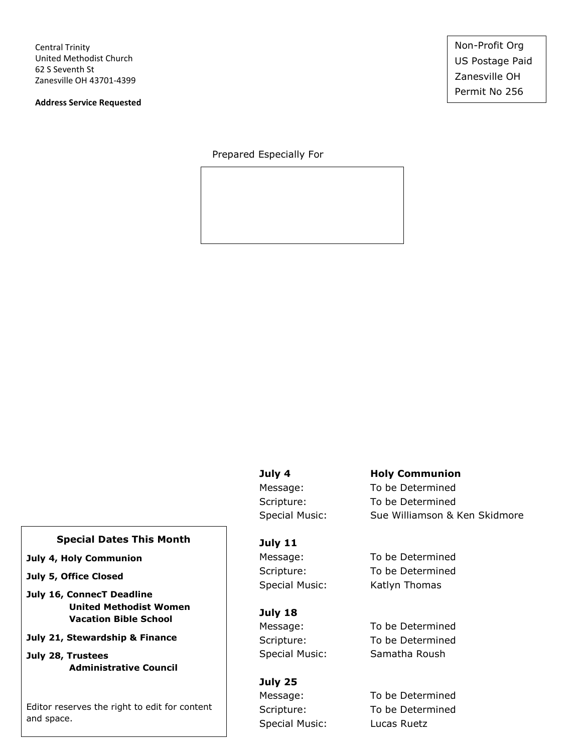Central Trinity
United Methodist Church
62 S Seventh St
Zanesville OH 43701-4399

**Address Service Requested**

Non-Profit Org
US Postage Paid
Zanesville OH
Permit No 256

Prepared Especially For

**Special Dates This Month**

**July 4, Holy Communion**

**July 5, Office Closed**

**July 16, ConnecT Deadline**
**United Methodist Women**
**Vacation Bible School**

**July 21, Stewardship & Finance**

**July 28, Trustees**
**Administrative Council**

Editor reserves the right to edit for content and space.

**July 4** — **Holy Communion**
Message: To be Determined
Scripture: To be Determined
Special Music: Sue Williamson & Ken Skidmore

**July 11**
Message: To be Determined
Scripture: To be Determined
Special Music: Katlyn Thomas

**July 18**
Message: To be Determined
Scripture: To be Determined
Special Music: Samatha Roush

**July 25**
Message: To be Determined
Scripture: To be Determined
Special Music: Lucas Ruetz